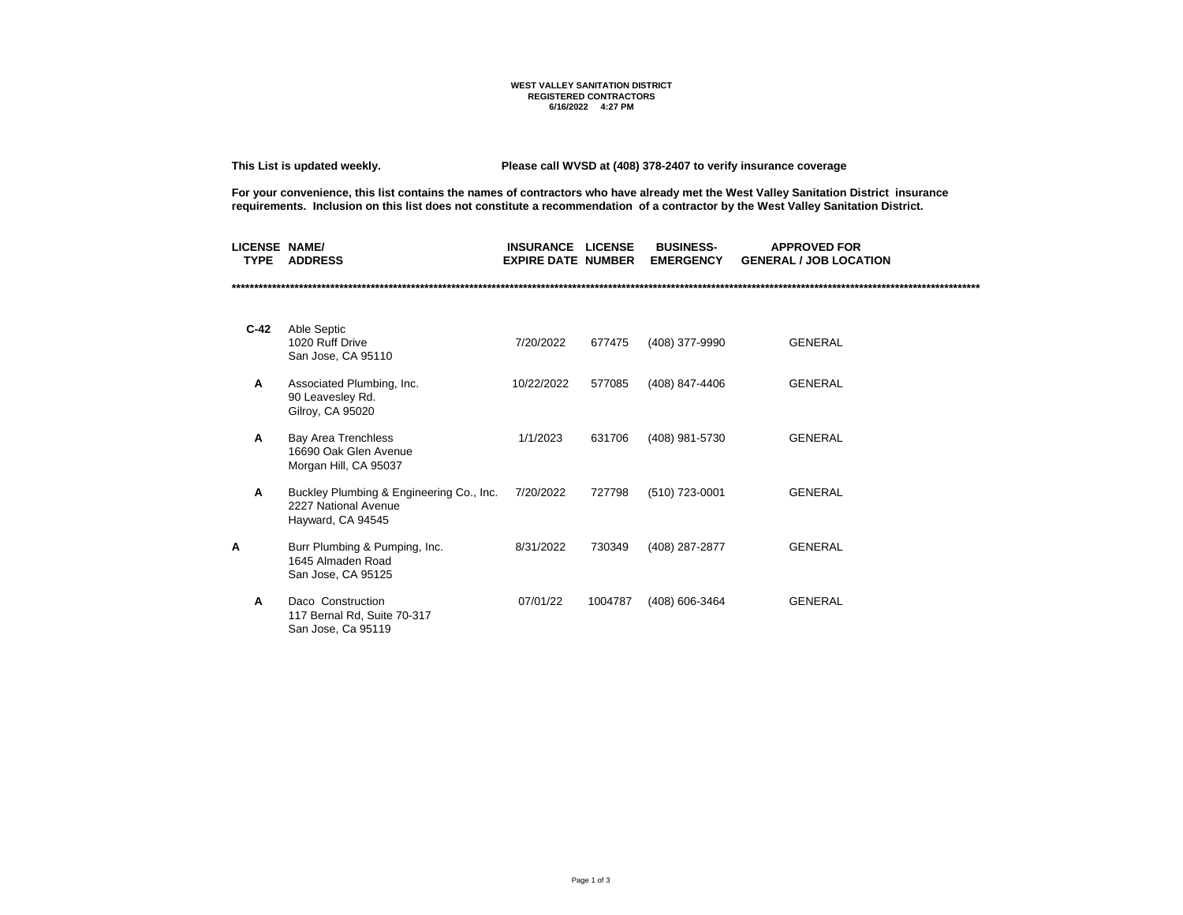**WEST VALLEY SANITATION DISTRICT**
**REGISTERED CONTRACTORS**
**6/16/2022 4:27 PM**

**This List is updated weekly.** **Please call WVSD at (408) 378-2407 to verify insurance coverage**

**For your convenience, this list contains the names of contractors who have already met the West Valley Sanitation District insurance requirements. Inclusion on this list does not constitute a recommendation of a contractor by the West Valley Sanitation District.**

| LICENSE TYPE | NAME/ ADDRESS | INSURANCE EXPIRE DATE | LICENSE NUMBER | BUSINESS- EMERGENCY | APPROVED FOR GENERAL / JOB LOCATION |
|---|---|---|---|---|---|
| C-42 | Able Septic<br>1020 Ruff Drive<br>San Jose, CA 95110 | 7/20/2022 | 677475 | (408) 377-9990 | GENERAL |
| A | Associated Plumbing, Inc.<br>90 Leavesley Rd.<br>Gilroy, CA 95020 | 10/22/2022 | 577085 | (408) 847-4406 | GENERAL |
| A | Bay Area Trenchless<br>16690 Oak Glen Avenue<br>Morgan Hill, CA 95037 | 1/1/2023 | 631706 | (408) 981-5730 | GENERAL |
| A | Buckley Plumbing & Engineering Co., Inc.<br>2227 National Avenue<br>Hayward, CA 94545 | 7/20/2022 | 727798 | (510) 723-0001 | GENERAL |
| A | Burr Plumbing & Pumping, Inc.<br>1645 Almaden Road<br>San Jose, CA 95125 | 8/31/2022 | 730349 | (408) 287-2877 | GENERAL |
| A | Daco Construction<br>117 Bernal Rd, Suite 70-317<br>San Jose, Ca 95119 | 07/01/22 | 1004787 | (408) 606-3464 | GENERAL |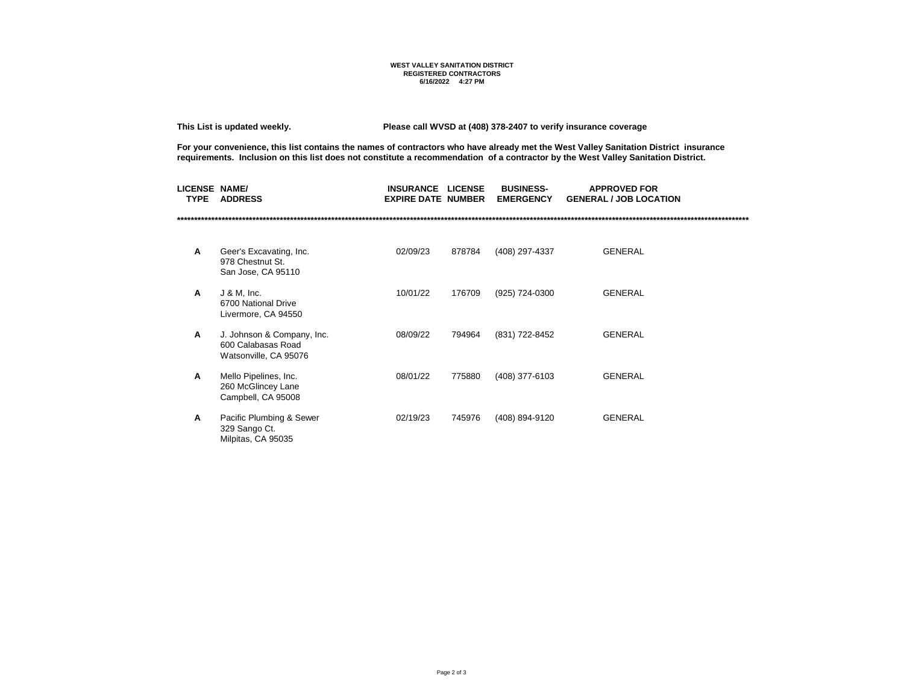**WEST VALLEY SANITATION DISTRICT**
**REGISTERED CONTRACTORS**
**6/16/2022 4:27 PM**

**This List is updated weekly.** **Please call WVSD at (408) 378-2407 to verify insurance coverage**

**For your convenience, this list contains the names of contractors who have already met the West Valley Sanitation District insurance requirements. Inclusion on this list does not constitute a recommendation of a contractor by the West Valley Sanitation District.**

| LICENSE TYPE | NAME/ ADDRESS | INSURANCE EXPIRE DATE | LICENSE NUMBER | BUSINESS-EMERGENCY | APPROVED FOR GENERAL / JOB LOCATION |
|---|---|---|---|---|---|
| A | Geer's Excavating, Inc.<br>978 Chestnut St.<br>San Jose, CA 95110 | 02/09/23 | 878784 | (408) 297-4337 | GENERAL |
| A | J & M, Inc.<br>6700 National Drive<br>Livermore, CA 94550 | 10/01/22 | 176709 | (925) 724-0300 | GENERAL |
| A | J. Johnson & Company, Inc.<br>600 Calabasas Road<br>Watsonville, CA 95076 | 08/09/22 | 794964 | (831) 722-8452 | GENERAL |
| A | Mello Pipelines, Inc.<br>260 McGlincey Lane<br>Campbell, CA 95008 | 08/01/22 | 775880 | (408) 377-6103 | GENERAL |
| A | Pacific Plumbing & Sewer<br>329 Sango Ct.<br>Milpitas, CA 95035 | 02/19/23 | 745976 | (408) 894-9120 | GENERAL |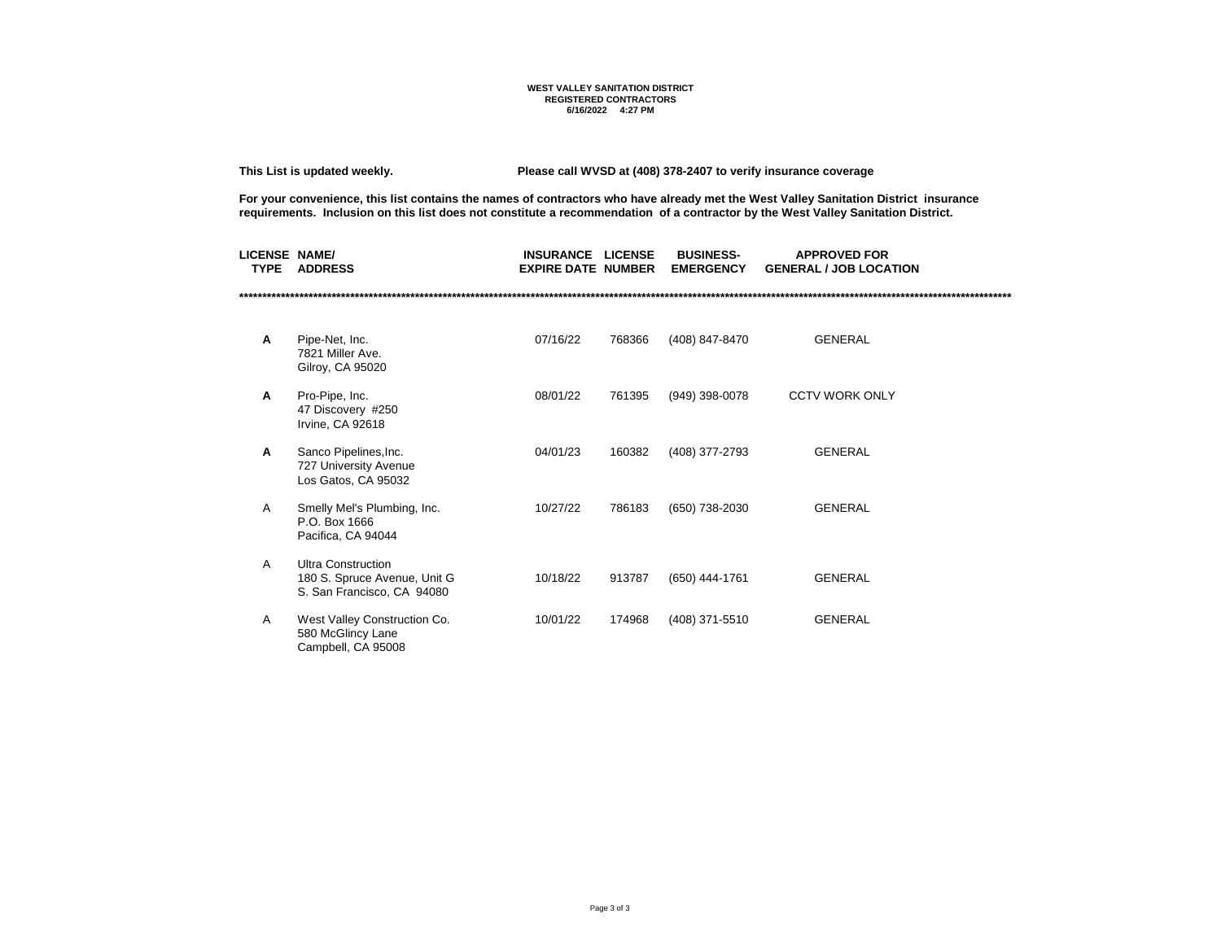**WEST VALLEY SANITATION DISTRICT**
**REGISTERED CONTRACTORS**
**6/16/2022 4:27 PM**

**This List is updated weekly.** **Please call WVSD at (408) 378-2407 to verify insurance coverage**

**For your convenience, this list contains the names of contractors who have already met the West Valley Sanitation District insurance requirements. Inclusion on this list does not constitute a recommendation of a contractor by the West Valley Sanitation District.**

| LICENSE TYPE | NAME/ ADDRESS | INSURANCE EXPIRE DATE | LICENSE NUMBER | BUSINESS-EMERGENCY | APPROVED FOR GENERAL / JOB LOCATION |
|---|---|---|---|---|---|
| **A** | Pipe-Net, Inc.<br>7821 Miller Ave.<br>Gilroy, CA 95020 | 07/16/22 | 768366 | (408) 847-8470 | GENERAL |
| **A** | Pro-Pipe, Inc.<br>47 Discovery #250<br>Irvine, CA 92618 | 08/01/22 | 761395 | (949) 398-0078 | CCTV WORK ONLY |
| **A** | Sanco Pipelines,Inc.<br>727 University Avenue<br>Los Gatos, CA 95032 | 04/01/23 | 160382 | (408) 377-2793 | GENERAL |
| A | Smelly Mel's Plumbing, Inc.<br>P.O. Box 1666<br>Pacifica, CA 94044 | 10/27/22 | 786183 | (650) 738-2030 | GENERAL |
| A | Ultra Construction<br>180 S. Spruce Avenue, Unit G<br>S. San Francisco, CA 94080 | 10/18/22 | 913787 | (650) 444-1761 | GENERAL |
| A | West Valley Construction Co.<br>580 McGlincy Lane<br>Campbell, CA 95008 | 10/01/22 | 174968 | (408) 371-5510 | GENERAL |